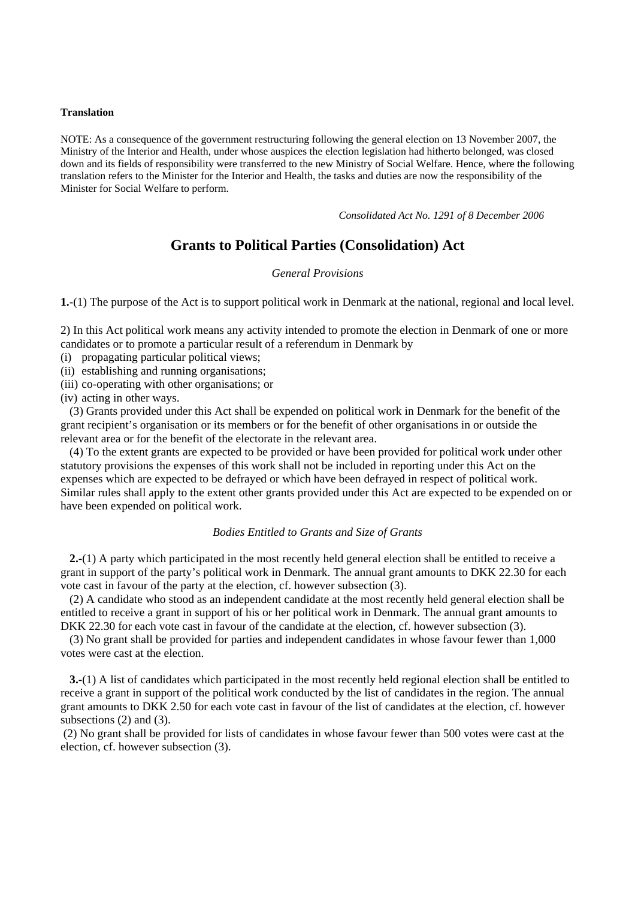**Translation**

NOTE: As a consequence of the government restructuring following the general election on 13 November 2007, the Ministry of the Interior and Health, under whose auspices the election legislation had hitherto belonged, was closed down and its fields of responsibility were transferred to the new Ministry of Social Welfare. Hence, where the following translation refers to the Minister for the Interior and Health, the tasks and duties are now the responsibility of the Minister for Social Welfare to perform.

*Consolidated Act No. 1291 of 8 December 2006*

# Grants to Political Parties (Consolidation) Act

*General Provisions*

**1.-**(1) The purpose of the Act is to support political work in Denmark at the national, regional and local level.

2) In this Act political work means any activity intended to promote the election in Denmark of one or more candidates or to promote a particular result of a referendum in Denmark by
(i) propagating particular political views;
(ii) establishing and running organisations;
(iii) co-operating with other organisations; or
(iv) acting in other ways.

(3) Grants provided under this Act shall be expended on political work in Denmark for the benefit of the grant recipient's organisation or its members or for the benefit of other organisations in or outside the relevant area or for the benefit of the electorate in the relevant area.

(4) To the extent grants are expected to be provided or have been provided for political work under other statutory provisions the expenses of this work shall not be included in reporting under this Act on the expenses which are expected to be defrayed or which have been defrayed in respect of political work. Similar rules shall apply to the extent other grants provided under this Act are expected to be expended on or have been expended on political work.

*Bodies Entitled to Grants and Size of Grants*

**2.-**(1) A party which participated in the most recently held general election shall be entitled to receive a grant in support of the party's political work in Denmark. The annual grant amounts to DKK 22.30 for each vote cast in favour of the party at the election, cf. however subsection (3).

(2) A candidate who stood as an independent candidate at the most recently held general election shall be entitled to receive a grant in support of his or her political work in Denmark. The annual grant amounts to DKK 22.30 for each vote cast in favour of the candidate at the election, cf. however subsection (3).

(3) No grant shall be provided for parties and independent candidates in whose favour fewer than 1,000 votes were cast at the election.

**3.-**(1) A list of candidates which participated in the most recently held regional election shall be entitled to receive a grant in support of the political work conducted by the list of candidates in the region. The annual grant amounts to DKK 2.50 for each vote cast in favour of the list of candidates at the election, cf. however subsections (2) and (3).

(2) No grant shall be provided for lists of candidates in whose favour fewer than 500 votes were cast at the election, cf. however subsection (3).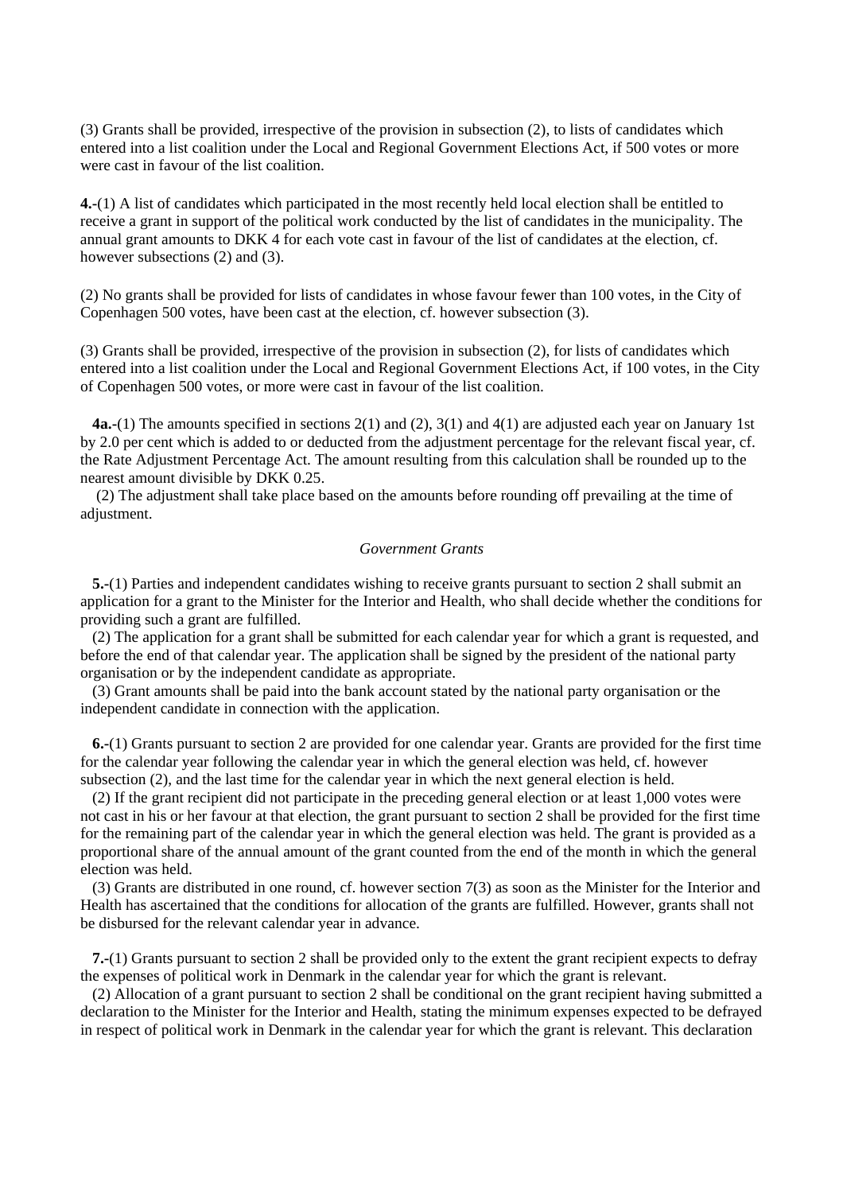(3) Grants shall be provided, irrespective of the provision in subsection (2), to lists of candidates which entered into a list coalition under the Local and Regional Government Elections Act, if 500 votes or more were cast in favour of the list coalition.

**4.-**(1) A list of candidates which participated in the most recently held local election shall be entitled to receive a grant in support of the political work conducted by the list of candidates in the municipality. The annual grant amounts to DKK 4 for each vote cast in favour of the list of candidates at the election, cf. however subsections (2) and (3).

(2) No grants shall be provided for lists of candidates in whose favour fewer than 100 votes, in the City of Copenhagen 500 votes, have been cast at the election, cf. however subsection (3).

(3) Grants shall be provided, irrespective of the provision in subsection (2), for lists of candidates which entered into a list coalition under the Local and Regional Government Elections Act, if 100 votes, in the City of Copenhagen 500 votes, or more were cast in favour of the list coalition.

**4a.-**(1) The amounts specified in sections 2(1) and (2), 3(1) and 4(1) are adjusted each year on January 1st by 2.0 per cent which is added to or deducted from the adjustment percentage for the relevant fiscal year, cf. the Rate Adjustment Percentage Act. The amount resulting from this calculation shall be rounded up to the nearest amount divisible by DKK 0.25.

(2) The adjustment shall take place based on the amounts before rounding off prevailing at the time of adjustment.

*Government Grants*

**5.-**(1) Parties and independent candidates wishing to receive grants pursuant to section 2 shall submit an application for a grant to the Minister for the Interior and Health, who shall decide whether the conditions for providing such a grant are fulfilled.

(2) The application for a grant shall be submitted for each calendar year for which a grant is requested, and before the end of that calendar year. The application shall be signed by the president of the national party organisation or by the independent candidate as appropriate.

(3) Grant amounts shall be paid into the bank account stated by the national party organisation or the independent candidate in connection with the application.

**6.-**(1) Grants pursuant to section 2 are provided for one calendar year. Grants are provided for the first time for the calendar year following the calendar year in which the general election was held, cf. however subsection (2), and the last time for the calendar year in which the next general election is held.

(2) If the grant recipient did not participate in the preceding general election or at least 1,000 votes were not cast in his or her favour at that election, the grant pursuant to section 2 shall be provided for the first time for the remaining part of the calendar year in which the general election was held. The grant is provided as a proportional share of the annual amount of the grant counted from the end of the month in which the general election was held.

(3) Grants are distributed in one round, cf. however section 7(3) as soon as the Minister for the Interior and Health has ascertained that the conditions for allocation of the grants are fulfilled. However, grants shall not be disbursed for the relevant calendar year in advance.

**7.-**(1) Grants pursuant to section 2 shall be provided only to the extent the grant recipient expects to defray the expenses of political work in Denmark in the calendar year for which the grant is relevant.

(2) Allocation of a grant pursuant to section 2 shall be conditional on the grant recipient having submitted a declaration to the Minister for the Interior and Health, stating the minimum expenses expected to be defrayed in respect of political work in Denmark in the calendar year for which the grant is relevant. This declaration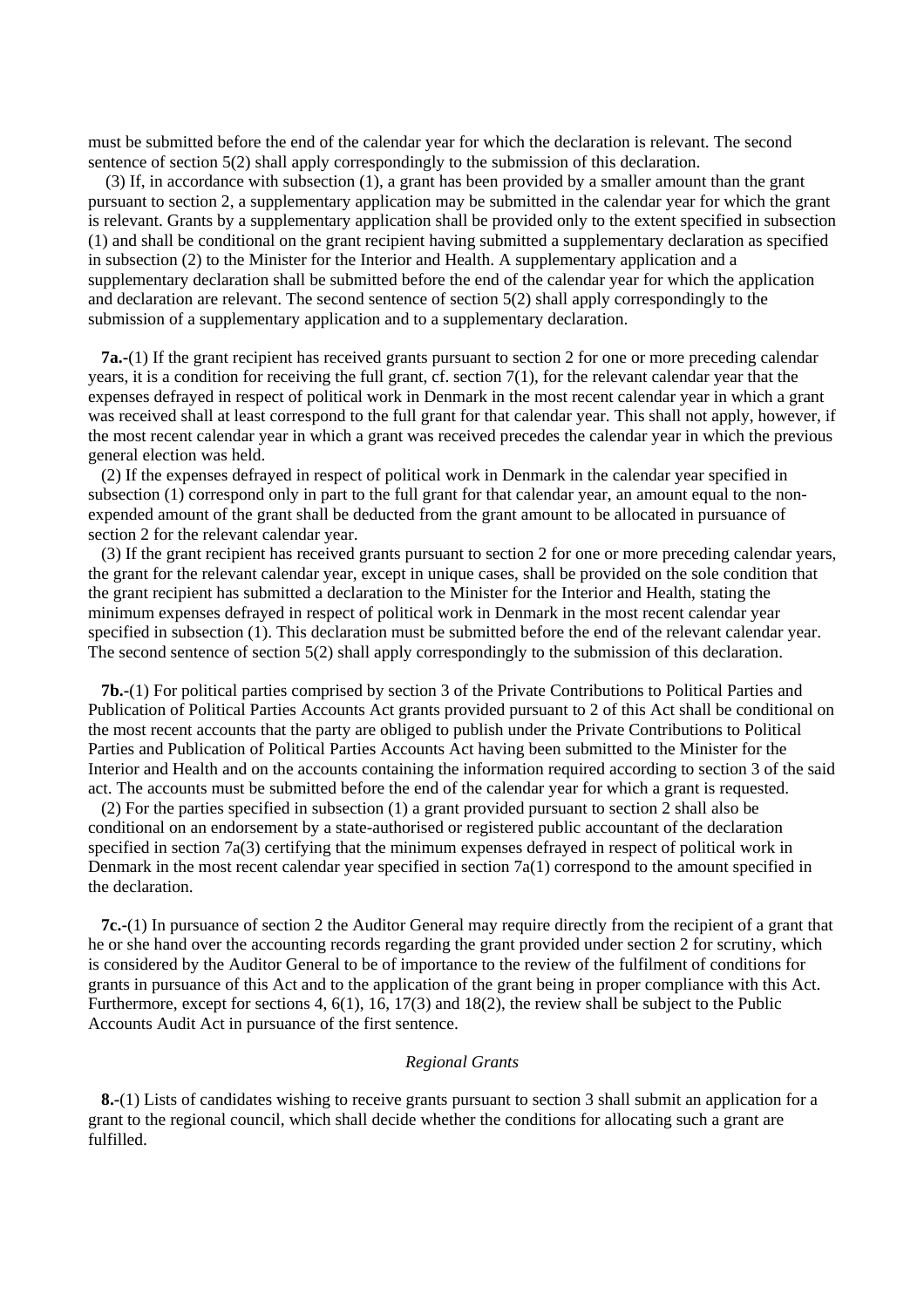must be submitted before the end of the calendar year for which the declaration is relevant. The second sentence of section 5(2) shall apply correspondingly to the submission of this declaration.

(3) If, in accordance with subsection (1), a grant has been provided by a smaller amount than the grant pursuant to section 2, a supplementary application may be submitted in the calendar year for which the grant is relevant. Grants by a supplementary application shall be provided only to the extent specified in subsection (1) and shall be conditional on the grant recipient having submitted a supplementary declaration as specified in subsection (2) to the Minister for the Interior and Health. A supplementary application and a supplementary declaration shall be submitted before the end of the calendar year for which the application and declaration are relevant. The second sentence of section 5(2) shall apply correspondingly to the submission of a supplementary application and to a supplementary declaration.

**7a.**-(1) If the grant recipient has received grants pursuant to section 2 for one or more preceding calendar years, it is a condition for receiving the full grant, cf. section 7(1), for the relevant calendar year that the expenses defrayed in respect of political work in Denmark in the most recent calendar year in which a grant was received shall at least correspond to the full grant for that calendar year. This shall not apply, however, if the most recent calendar year in which a grant was received precedes the calendar year in which the previous general election was held.

(2) If the expenses defrayed in respect of political work in Denmark in the calendar year specified in subsection (1) correspond only in part to the full grant for that calendar year, an amount equal to the non-expended amount of the grant shall be deducted from the grant amount to be allocated in pursuance of section 2 for the relevant calendar year.

(3) If the grant recipient has received grants pursuant to section 2 for one or more preceding calendar years, the grant for the relevant calendar year, except in unique cases, shall be provided on the sole condition that the grant recipient has submitted a declaration to the Minister for the Interior and Health, stating the minimum expenses defrayed in respect of political work in Denmark in the most recent calendar year specified in subsection (1). This declaration must be submitted before the end of the relevant calendar year. The second sentence of section 5(2) shall apply correspondingly to the submission of this declaration.

**7b.**-(1) For political parties comprised by section 3 of the Private Contributions to Political Parties and Publication of Political Parties Accounts Act grants provided pursuant to 2 of this Act shall be conditional on the most recent accounts that the party are obliged to publish under the Private Contributions to Political Parties and Publication of Political Parties Accounts Act having been submitted to the Minister for the Interior and Health and on the accounts containing the information required according to section 3 of the said act. The accounts must be submitted before the end of the calendar year for which a grant is requested.

(2) For the parties specified in subsection (1) a grant provided pursuant to section 2 shall also be conditional on an endorsement by a state-authorised or registered public accountant of the declaration specified in section 7a(3) certifying that the minimum expenses defrayed in respect of political work in Denmark in the most recent calendar year specified in section 7a(1) correspond to the amount specified in the declaration.

**7c.**-(1) In pursuance of section 2 the Auditor General may require directly from the recipient of a grant that he or she hand over the accounting records regarding the grant provided under section 2 for scrutiny, which is considered by the Auditor General to be of importance to the review of the fulfilment of conditions for grants in pursuance of this Act and to the application of the grant being in proper compliance with this Act. Furthermore, except for sections 4, 6(1), 16, 17(3) and 18(2), the review shall be subject to the Public Accounts Audit Act in pursuance of the first sentence.

*Regional Grants*

**8.**-(1) Lists of candidates wishing to receive grants pursuant to section 3 shall submit an application for a grant to the regional council, which shall decide whether the conditions for allocating such a grant are fulfilled.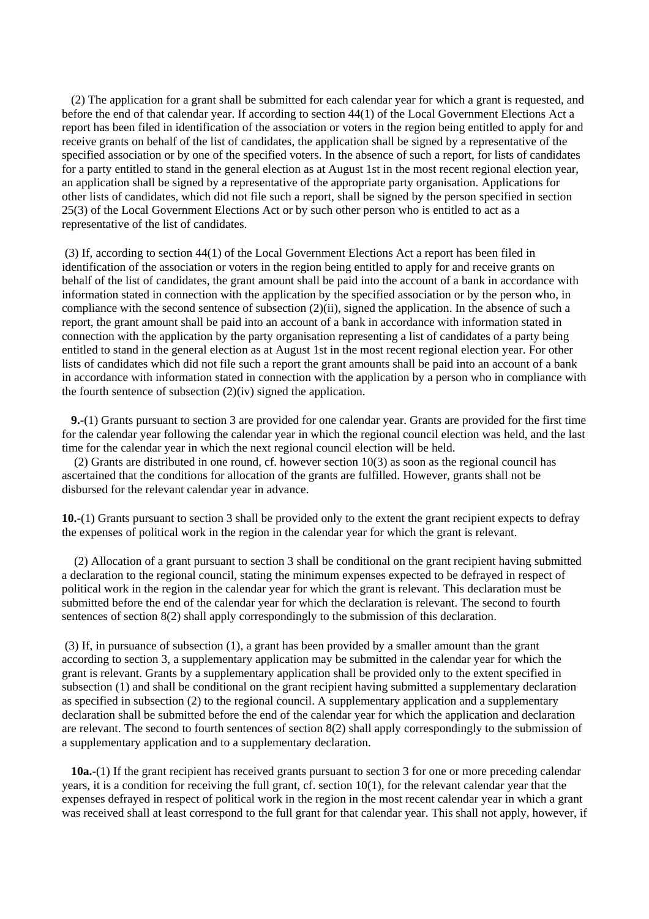(2) The application for a grant shall be submitted for each calendar year for which a grant is requested, and before the end of that calendar year. If according to section 44(1) of the Local Government Elections Act a report has been filed in identification of the association or voters in the region being entitled to apply for and receive grants on behalf of the list of candidates, the application shall be signed by a representative of the specified association or by one of the specified voters. In the absence of such a report, for lists of candidates for a party entitled to stand in the general election as at August 1st in the most recent regional election year, an application shall be signed by a representative of the appropriate party organisation. Applications for other lists of candidates, which did not file such a report, shall be signed by the person specified in section 25(3) of the Local Government Elections Act or by such other person who is entitled to act as a representative of the list of candidates.

(3) If, according to section 44(1) of the Local Government Elections Act a report has been filed in identification of the association or voters in the region being entitled to apply for and receive grants on behalf of the list of candidates, the grant amount shall be paid into the account of a bank in accordance with information stated in connection with the application by the specified association or by the person who, in compliance with the second sentence of subsection (2)(ii), signed the application. In the absence of such a report, the grant amount shall be paid into an account of a bank in accordance with information stated in connection with the application by the party organisation representing a list of candidates of a party being entitled to stand in the general election as at August 1st in the most recent regional election year. For other lists of candidates which did not file such a report the grant amounts shall be paid into an account of a bank in accordance with information stated in connection with the application by a person who in compliance with the fourth sentence of subsection (2)(iv) signed the application.

**9.**-(1) Grants pursuant to section 3 are provided for one calendar year. Grants are provided for the first time for the calendar year following the calendar year in which the regional council election was held, and the last time for the calendar year in which the next regional council election will be held.

(2) Grants are distributed in one round, cf. however section 10(3) as soon as the regional council has ascertained that the conditions for allocation of the grants are fulfilled. However, grants shall not be disbursed for the relevant calendar year in advance.

**10.**-(1) Grants pursuant to section 3 shall be provided only to the extent the grant recipient expects to defray the expenses of political work in the region in the calendar year for which the grant is relevant.

(2) Allocation of a grant pursuant to section 3 shall be conditional on the grant recipient having submitted a declaration to the regional council, stating the minimum expenses expected to be defrayed in respect of political work in the region in the calendar year for which the grant is relevant. This declaration must be submitted before the end of the calendar year for which the declaration is relevant. The second to fourth sentences of section 8(2) shall apply correspondingly to the submission of this declaration.

(3) If, in pursuance of subsection (1), a grant has been provided by a smaller amount than the grant according to section 3, a supplementary application may be submitted in the calendar year for which the grant is relevant. Grants by a supplementary application shall be provided only to the extent specified in subsection (1) and shall be conditional on the grant recipient having submitted a supplementary declaration as specified in subsection (2) to the regional council. A supplementary application and a supplementary declaration shall be submitted before the end of the calendar year for which the application and declaration are relevant. The second to fourth sentences of section 8(2) shall apply correspondingly to the submission of a supplementary application and to a supplementary declaration.

**10a.**-(1) If the grant recipient has received grants pursuant to section 3 for one or more preceding calendar years, it is a condition for receiving the full grant, cf. section 10(1), for the relevant calendar year that the expenses defrayed in respect of political work in the region in the most recent calendar year in which a grant was received shall at least correspond to the full grant for that calendar year. This shall not apply, however, if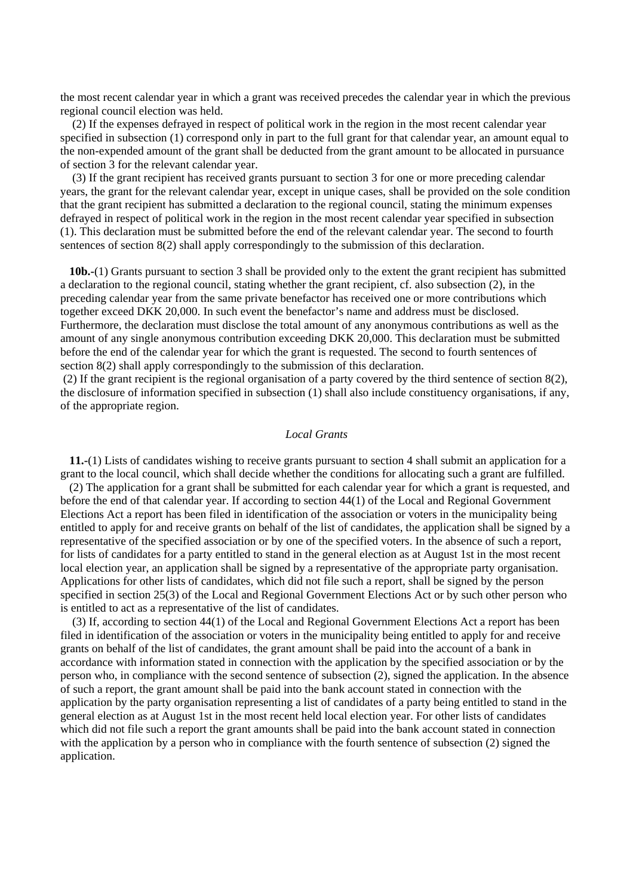the most recent calendar year in which a grant was received precedes the calendar year in which the previous regional council election was held.

(2) If the expenses defrayed in respect of political work in the region in the most recent calendar year specified in subsection (1) correspond only in part to the full grant for that calendar year, an amount equal to the non-expended amount of the grant shall be deducted from the grant amount to be allocated in pursuance of section 3 for the relevant calendar year.

(3) If the grant recipient has received grants pursuant to section 3 for one or more preceding calendar years, the grant for the relevant calendar year, except in unique cases, shall be provided on the sole condition that the grant recipient has submitted a declaration to the regional council, stating the minimum expenses defrayed in respect of political work in the region in the most recent calendar year specified in subsection (1). This declaration must be submitted before the end of the relevant calendar year. The second to fourth sentences of section 8(2) shall apply correspondingly to the submission of this declaration.

**10b.-**(1) Grants pursuant to section 3 shall be provided only to the extent the grant recipient has submitted a declaration to the regional council, stating whether the grant recipient, cf. also subsection (2), in the preceding calendar year from the same private benefactor has received one or more contributions which together exceed DKK 20,000. In such event the benefactor's name and address must be disclosed. Furthermore, the declaration must disclose the total amount of any anonymous contributions as well as the amount of any single anonymous contribution exceeding DKK 20,000. This declaration must be submitted before the end of the calendar year for which the grant is requested. The second to fourth sentences of section 8(2) shall apply correspondingly to the submission of this declaration.

(2) If the grant recipient is the regional organisation of a party covered by the third sentence of section 8(2), the disclosure of information specified in subsection (1) shall also include constituency organisations, if any, of the appropriate region.

*Local Grants*

**11.-**(1) Lists of candidates wishing to receive grants pursuant to section 4 shall submit an application for a grant to the local council, which shall decide whether the conditions for allocating such a grant are fulfilled.

(2) The application for a grant shall be submitted for each calendar year for which a grant is requested, and before the end of that calendar year. If according to section 44(1) of the Local and Regional Government Elections Act a report has been filed in identification of the association or voters in the municipality being entitled to apply for and receive grants on behalf of the list of candidates, the application shall be signed by a representative of the specified association or by one of the specified voters. In the absence of such a report, for lists of candidates for a party entitled to stand in the general election as at August 1st in the most recent local election year, an application shall be signed by a representative of the appropriate party organisation. Applications for other lists of candidates, which did not file such a report, shall be signed by the person specified in section 25(3) of the Local and Regional Government Elections Act or by such other person who is entitled to act as a representative of the list of candidates.

(3) If, according to section 44(1) of the Local and Regional Government Elections Act a report has been filed in identification of the association or voters in the municipality being entitled to apply for and receive grants on behalf of the list of candidates, the grant amount shall be paid into the account of a bank in accordance with information stated in connection with the application by the specified association or by the person who, in compliance with the second sentence of subsection (2), signed the application. In the absence of such a report, the grant amount shall be paid into the bank account stated in connection with the application by the party organisation representing a list of candidates of a party being entitled to stand in the general election as at August 1st in the most recent held local election year. For other lists of candidates which did not file such a report the grant amounts shall be paid into the bank account stated in connection with the application by a person who in compliance with the fourth sentence of subsection (2) signed the application.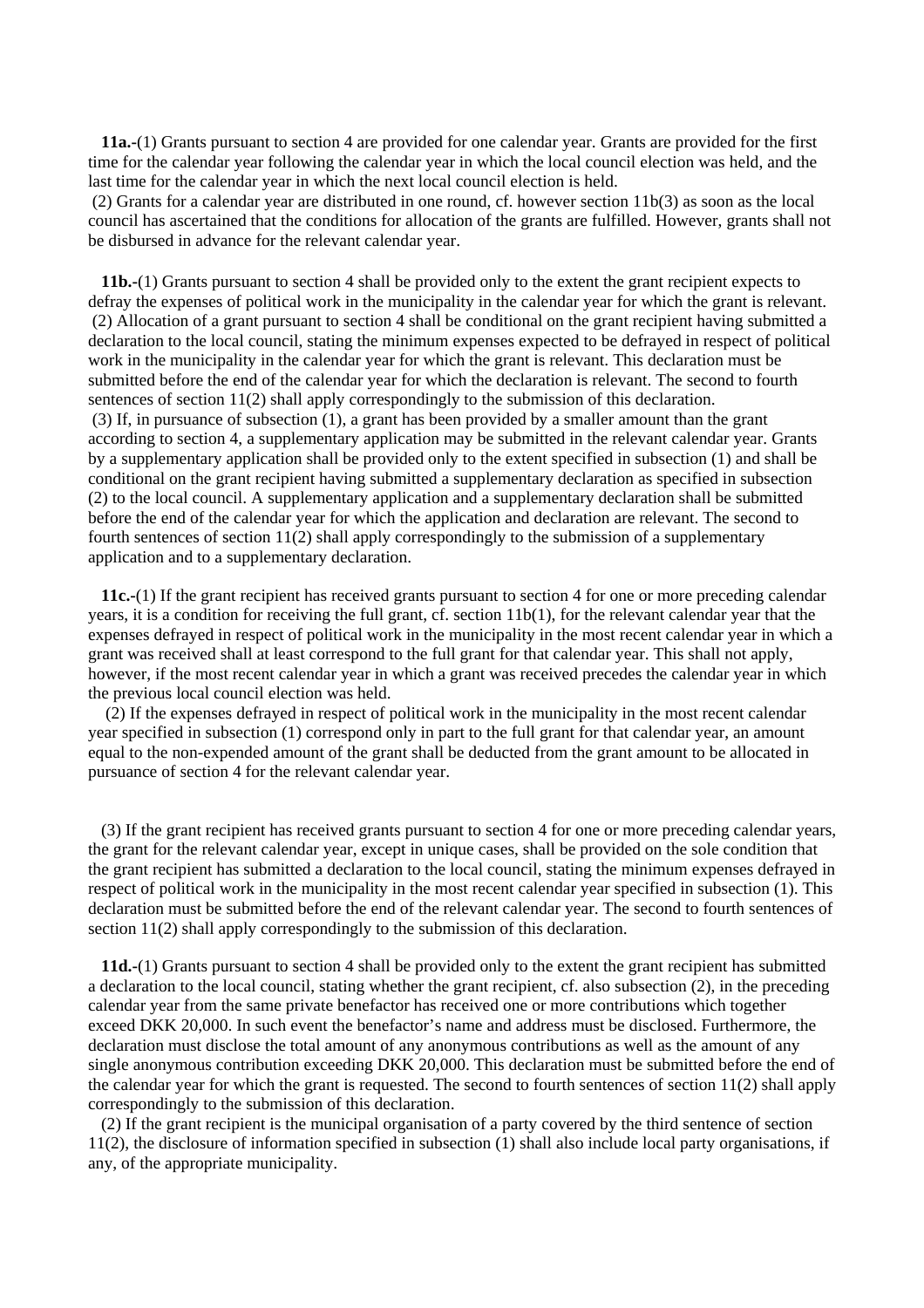**11a.-**(1) Grants pursuant to section 4 are provided for one calendar year. Grants are provided for the first time for the calendar year following the calendar year in which the local council election was held, and the last time for the calendar year in which the next local council election is held.

(2) Grants for a calendar year are distributed in one round, cf. however section 11b(3) as soon as the local council has ascertained that the conditions for allocation of the grants are fulfilled. However, grants shall not be disbursed in advance for the relevant calendar year.

**11b.-**(1) Grants pursuant to section 4 shall be provided only to the extent the grant recipient expects to defray the expenses of political work in the municipality in the calendar year for which the grant is relevant.

(2) Allocation of a grant pursuant to section 4 shall be conditional on the grant recipient having submitted a declaration to the local council, stating the minimum expenses expected to be defrayed in respect of political work in the municipality in the calendar year for which the grant is relevant. This declaration must be submitted before the end of the calendar year for which the declaration is relevant. The second to fourth sentences of section 11(2) shall apply correspondingly to the submission of this declaration.

(3) If, in pursuance of subsection (1), a grant has been provided by a smaller amount than the grant according to section 4, a supplementary application may be submitted in the relevant calendar year. Grants by a supplementary application shall be provided only to the extent specified in subsection (1) and shall be conditional on the grant recipient having submitted a supplementary declaration as specified in subsection (2) to the local council. A supplementary application and a supplementary declaration shall be submitted before the end of the calendar year for which the application and declaration are relevant. The second to fourth sentences of section 11(2) shall apply correspondingly to the submission of a supplementary application and to a supplementary declaration.

**11c.-**(1) If the grant recipient has received grants pursuant to section 4 for one or more preceding calendar years, it is a condition for receiving the full grant, cf. section 11b(1), for the relevant calendar year that the expenses defrayed in respect of political work in the municipality in the most recent calendar year in which a grant was received shall at least correspond to the full grant for that calendar year. This shall not apply, however, if the most recent calendar year in which a grant was received precedes the calendar year in which the previous local council election was held.

(2) If the expenses defrayed in respect of political work in the municipality in the most recent calendar year specified in subsection (1) correspond only in part to the full grant for that calendar year, an amount equal to the non-expended amount of the grant shall be deducted from the grant amount to be allocated in pursuance of section 4 for the relevant calendar year.

(3) If the grant recipient has received grants pursuant to section 4 for one or more preceding calendar years, the grant for the relevant calendar year, except in unique cases, shall be provided on the sole condition that the grant recipient has submitted a declaration to the local council, stating the minimum expenses defrayed in respect of political work in the municipality in the most recent calendar year specified in subsection (1). This declaration must be submitted before the end of the relevant calendar year. The second to fourth sentences of section 11(2) shall apply correspondingly to the submission of this declaration.

**11d.-**(1) Grants pursuant to section 4 shall be provided only to the extent the grant recipient has submitted a declaration to the local council, stating whether the grant recipient, cf. also subsection (2), in the preceding calendar year from the same private benefactor has received one or more contributions which together exceed DKK 20,000. In such event the benefactor's name and address must be disclosed. Furthermore, the declaration must disclose the total amount of any anonymous contributions as well as the amount of any single anonymous contribution exceeding DKK 20,000. This declaration must be submitted before the end of the calendar year for which the grant is requested. The second to fourth sentences of section 11(2) shall apply correspondingly to the submission of this declaration.

(2) If the grant recipient is the municipal organisation of a party covered by the third sentence of section 11(2), the disclosure of information specified in subsection (1) shall also include local party organisations, if any, of the appropriate municipality.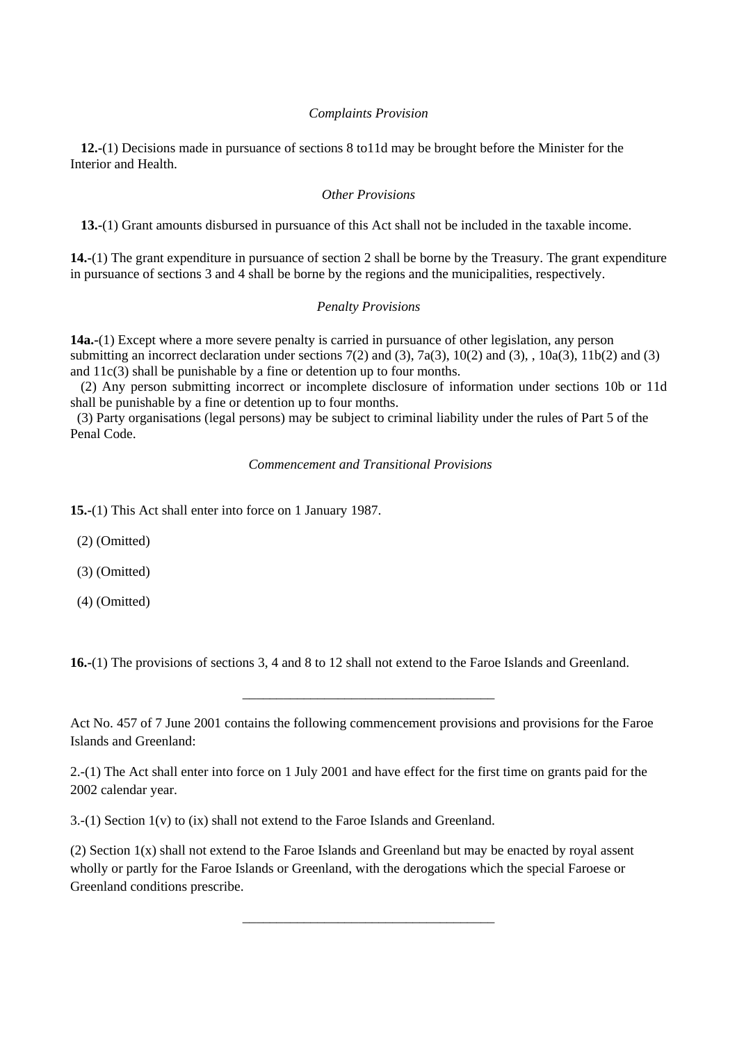*Complaints Provision*

**12.**-(1) Decisions made in pursuance of sections 8 to11d may be brought before the Minister for the Interior and Health.

*Other Provisions*

**13.**-(1) Grant amounts disbursed in pursuance of this Act shall not be included in the taxable income.

**14.**-(1) The grant expenditure in pursuance of section 2 shall be borne by the Treasury. The grant expenditure in pursuance of sections 3 and 4 shall be borne by the regions and the municipalities, respectively.

*Penalty Provisions*

**14a.**-(1) Except where a more severe penalty is carried in pursuance of other legislation, any person submitting an incorrect declaration under sections 7(2) and (3), 7a(3), 10(2) and (3), , 10a(3), 11b(2) and (3) and 11c(3) shall be punishable by a fine or detention up to four months.

(2) Any person submitting incorrect or incomplete disclosure of information under sections 10b or 11d shall be punishable by a fine or detention up to four months.

(3) Party organisations (legal persons) may be subject to criminal liability under the rules of Part 5 of the Penal Code.

*Commencement and Transitional Provisions*

**15.**-(1) This Act shall enter into force on 1 January 1987.

(2) (Omitted)

(3) (Omitted)

(4) (Omitted)

**16.**-(1) The provisions of sections 3, 4 and 8 to 12 shall not extend to the Faroe Islands and Greenland.

---

Act No. 457 of 7 June 2001 contains the following commencement provisions and provisions for the Faroe Islands and Greenland:

2.-(1) The Act shall enter into force on 1 July 2001 and have effect for the first time on grants paid for the 2002 calendar year.

3.-(1) Section 1(v) to (ix) shall not extend to the Faroe Islands and Greenland.

(2) Section 1(x) shall not extend to the Faroe Islands and Greenland but may be enacted by royal assent wholly or partly for the Faroe Islands or Greenland, with the derogations which the special Faroese or Greenland conditions prescribe.

---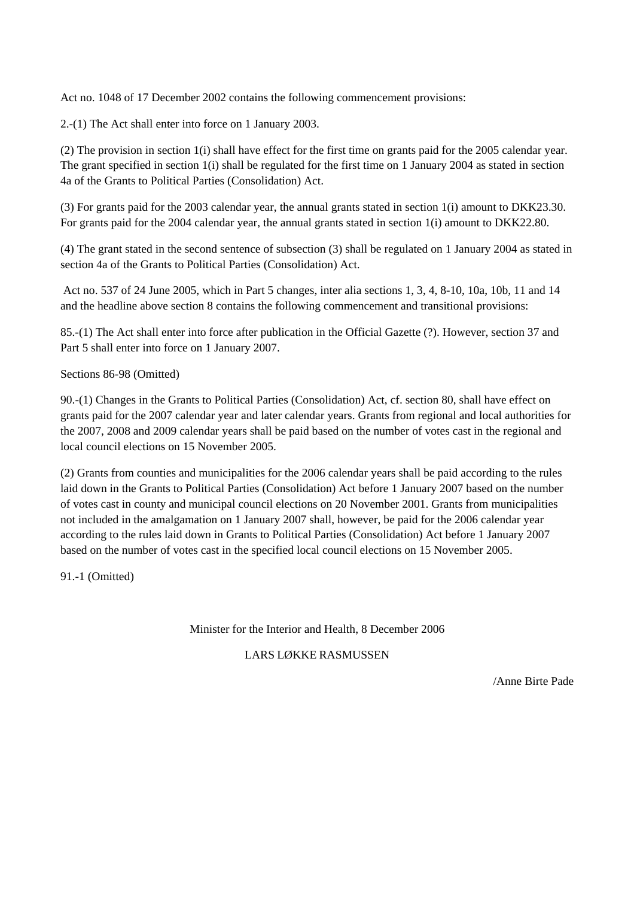Act no. 1048 of 17 December 2002 contains the following commencement provisions:

2.-(1) The Act shall enter into force on 1 January 2003.

(2) The provision in section 1(i) shall have effect for the first time on grants paid for the 2005 calendar year. The grant specified in section 1(i) shall be regulated for the first time on 1 January 2004 as stated in section 4a of the Grants to Political Parties (Consolidation) Act.

(3) For grants paid for the 2003 calendar year, the annual grants stated in section 1(i) amount to DKK23.30. For grants paid for the 2004 calendar year, the annual grants stated in section 1(i) amount to DKK22.80.

(4) The grant stated in the second sentence of subsection (3) shall be regulated on 1 January 2004 as stated in section 4a of the Grants to Political Parties (Consolidation) Act.

Act no. 537 of 24 June 2005, which in Part 5 changes, inter alia sections 1, 3, 4, 8-10, 10a, 10b, 11 and 14 and the headline above section 8 contains the following commencement and transitional provisions:

85.-(1) The Act shall enter into force after publication in the Official Gazette (?). However, section 37 and Part 5 shall enter into force on 1 January 2007.

Sections 86-98 (Omitted)

90.-(1) Changes in the Grants to Political Parties (Consolidation) Act, cf. section 80, shall have effect on grants paid for the 2007 calendar year and later calendar years. Grants from regional and local authorities for the 2007, 2008 and 2009 calendar years shall be paid based on the number of votes cast in the regional and local council elections on 15 November 2005.

(2) Grants from counties and municipalities for the 2006 calendar years shall be paid according to the rules laid down in the Grants to Political Parties (Consolidation) Act before 1 January 2007 based on the number of votes cast in county and municipal council elections on 20 November 2001. Grants from municipalities not included in the amalgamation on 1 January 2007 shall, however, be paid for the 2006 calendar year according to the rules laid down in Grants to Political Parties (Consolidation) Act before 1 January 2007 based on the number of votes cast in the specified local council elections on 15 November 2005.

91.-1 (Omitted)

Minister for the Interior and Health, 8 December 2006

LARS LØKKE RASMUSSEN

/Anne Birte Pade